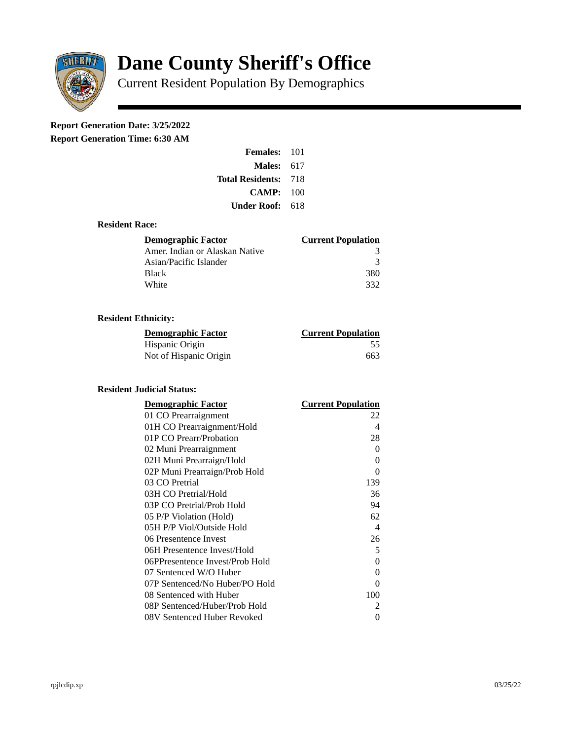# Dane County Sheriff's Office

Current Resident Population By Demographics

**Report Generation Date: 3/25/2022**

**Report Generation Time: 6:30 AM**

| | |
|---|---|
| **Females:** | 101 |
| **Males:** | 617 |
| **Total Residents:** | 718 |
| **CAMP:** | 100 |
| **Under Roof:** | 618 |

### Resident Race:

| Demographic Factor | Current Population |
|---|---|
| Amer. Indian or Alaskan Native | 3 |
| Asian/Pacific Islander | 3 |
| Black | 380 |
| White | 332 |

### Resident Ethnicity:

| Demographic Factor | Current Population |
|---|---|
| Hispanic Origin | 55 |
| Not of Hispanic Origin | 663 |

### Resident Judicial Status:

| Demographic Factor | Current Population |
|---|---|
| 01 CO Prearraignment | 22 |
| 01H CO Prearraignment/Hold | 4 |
| 01P CO Prearr/Probation | 28 |
| 02 Muni Prearraignment | 0 |
| 02H Muni Prearraign/Hold | 0 |
| 02P Muni Prearraign/Prob Hold | 0 |
| 03 CO Pretrial | 139 |
| 03H CO Pretrial/Hold | 36 |
| 03P CO Pretrial/Prob Hold | 94 |
| 05 P/P Violation (Hold) | 62 |
| 05H P/P Viol/Outside Hold | 4 |
| 06 Presentence Invest | 26 |
| 06H Presentence Invest/Hold | 5 |
| 06PPresentence Invest/Prob Hold | 0 |
| 07 Sentenced W/O Huber | 0 |
| 07P Sentenced/No Huber/PO Hold | 0 |
| 08 Sentenced with Huber | 100 |
| 08P Sentenced/Huber/Prob Hold | 2 |
| 08V Sentenced Huber Revoked | 0 |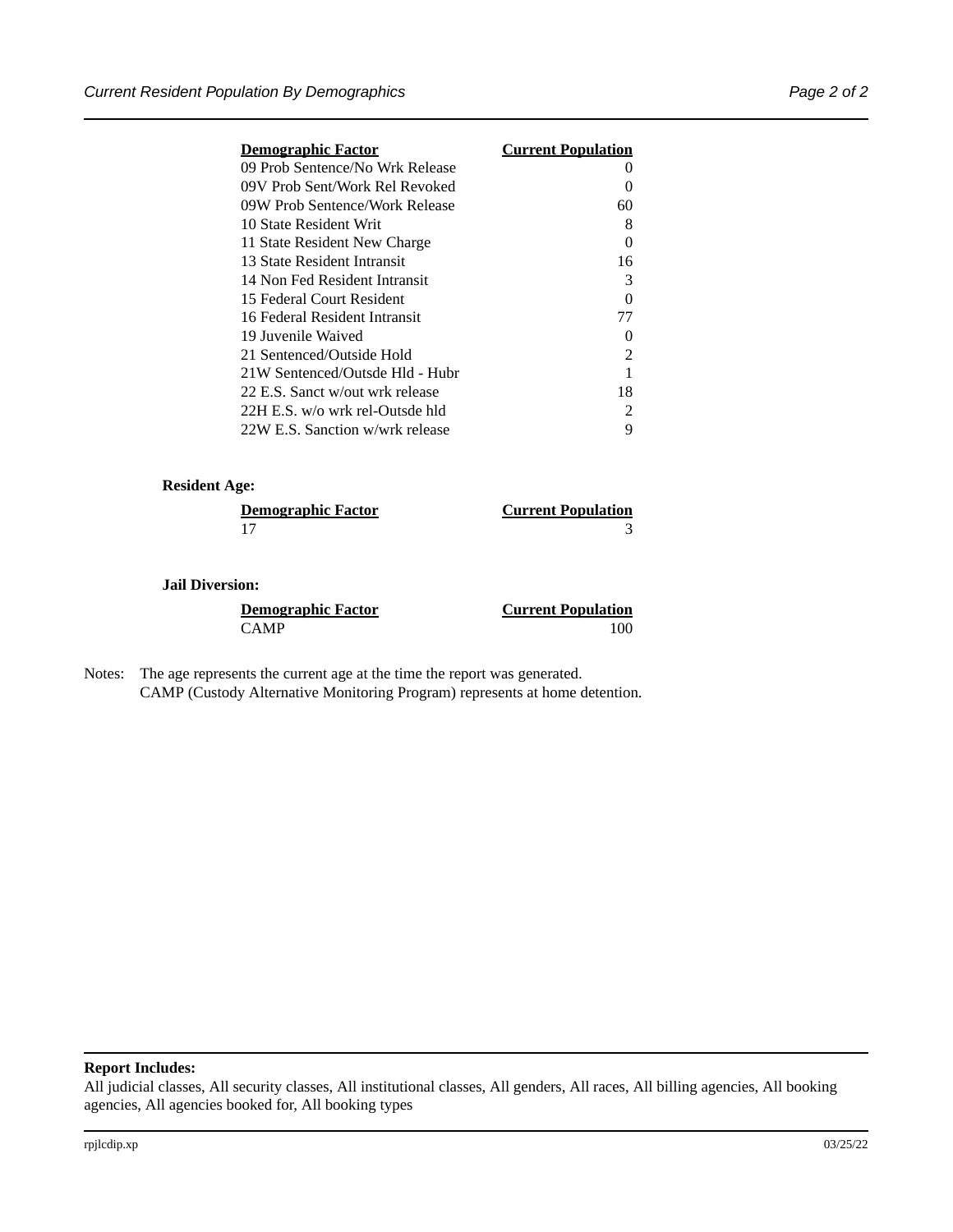| Demographic Factor | Current Population |
|---|---|
| 09 Prob Sentence/No Wrk Release | 0 |
| 09V Prob Sent/Work Rel Revoked | 0 |
| 09W Prob Sentence/Work Release | 60 |
| 10 State Resident Writ | 8 |
| 11 State Resident New Charge | 0 |
| 13 State Resident Intransit | 16 |
| 14 Non Fed Resident Intransit | 3 |
| 15 Federal Court Resident | 0 |
| 16 Federal Resident Intransit | 77 |
| 19 Juvenile Waived | 0 |
| 21 Sentenced/Outside Hold | 2 |
| 21W Sentenced/Outsde Hld - Hubr | 1 |
| 22 E.S. Sanct w/out wrk release | 18 |
| 22H E.S. w/o wrk rel-Outsde hld | 2 |
| 22W E.S. Sanction w/wrk release | 9 |

**Resident Age:**

| Demographic Factor | Current Population |
|---|---|
| 17 | 3 |

**Jail Diversion:**

| Demographic Factor | Current Population |
|---|---|
| CAMP | 100 |

Notes: The age represents the current age at the time the report was generated.
CAMP (Custody Alternative Monitoring Program) represents at home detention.

**Report Includes:**

All judicial classes, All security classes, All institutional classes, All genders, All races, All billing agencies, All booking agencies, All agencies booked for, All booking types

rpjlcdip.xp 03/25/22